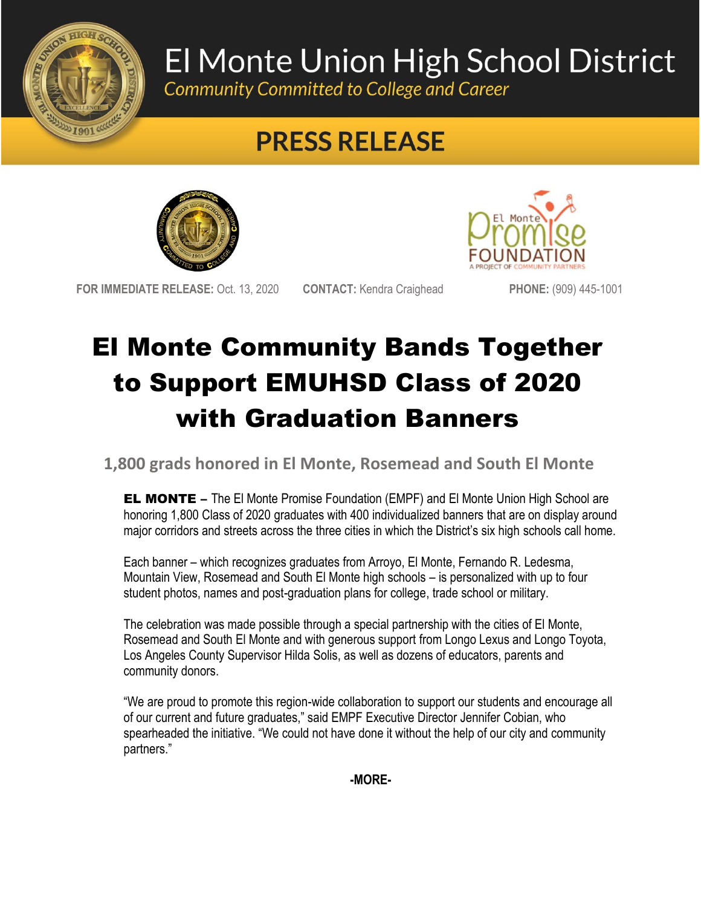# El Monte Union High School District

*Community Committed to College and Career*

## PRESS RELEASE

**FOR IMMEDIATE RELEASE:** Oct. 13, 2020 **CONTACT:** Kendra Craighead **PHONE:** (909) 445-1001

# El Monte Community Bands Together to Support EMUHSD Class of 2020 with Graduation Banners

### 1,800 grads honored in El Monte, Rosemead and South El Monte

**EL MONTE –** The El Monte Promise Foundation (EMPF) and El Monte Union High School are honoring 1,800 Class of 2020 graduates with 400 individualized banners that are on display around major corridors and streets across the three cities in which the District's six high schools call home.

Each banner – which recognizes graduates from Arroyo, El Monte, Fernando R. Ledesma, Mountain View, Rosemead and South El Monte high schools – is personalized with up to four student photos, names and post-graduation plans for college, trade school or military.

The celebration was made possible through a special partnership with the cities of El Monte, Rosemead and South El Monte and with generous support from Longo Lexus and Longo Toyota, Los Angeles County Supervisor Hilda Solis, as well as dozens of educators, parents and community donors.

"We are proud to promote this region-wide collaboration to support our students and encourage all of our current and future graduates," said EMPF Executive Director Jennifer Cobian, who spearheaded the initiative. "We could not have done it without the help of our city and community partners."

**-MORE-**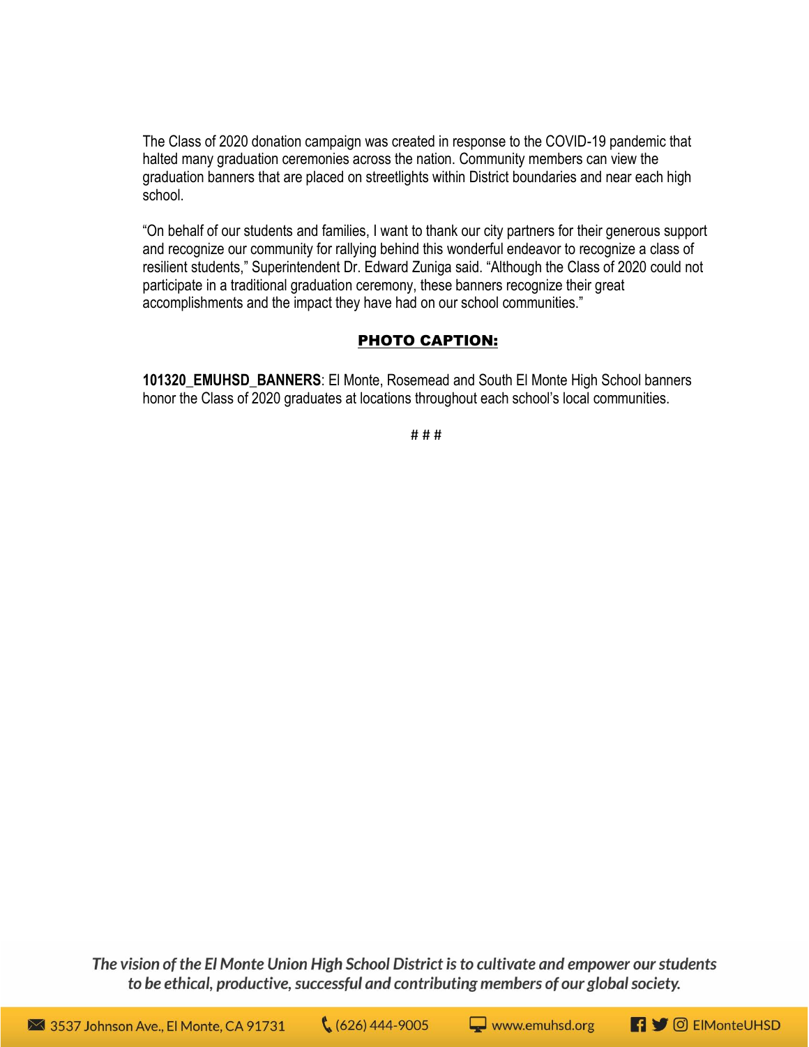The Class of 2020 donation campaign was created in response to the COVID-19 pandemic that halted many graduation ceremonies across the nation. Community members can view the graduation banners that are placed on streetlights within District boundaries and near each high school.

"On behalf of our students and families, I want to thank our city partners for their generous support and recognize our community for rallying behind this wonderful endeavor to recognize a class of resilient students," Superintendent Dr. Edward Zuniga said. "Although the Class of 2020 could not participate in a traditional graduation ceremony, these banners recognize their great accomplishments and the impact they have had on our school communities."

**PHOTO CAPTION:**

**101320_EMUHSD_BANNERS**: El Monte, Rosemead and South El Monte High School banners honor the Class of 2020 graduates at locations throughout each school's local communities.

# # #

*The vision of the El Monte Union High School District is to cultivate and empower our students to be ethical, productive, successful and contributing members of our global society.*

3537 Johnson Ave., El Monte, CA 91731 | (626) 444-9005 | www.emuhsd.org | ElMonteUHSD